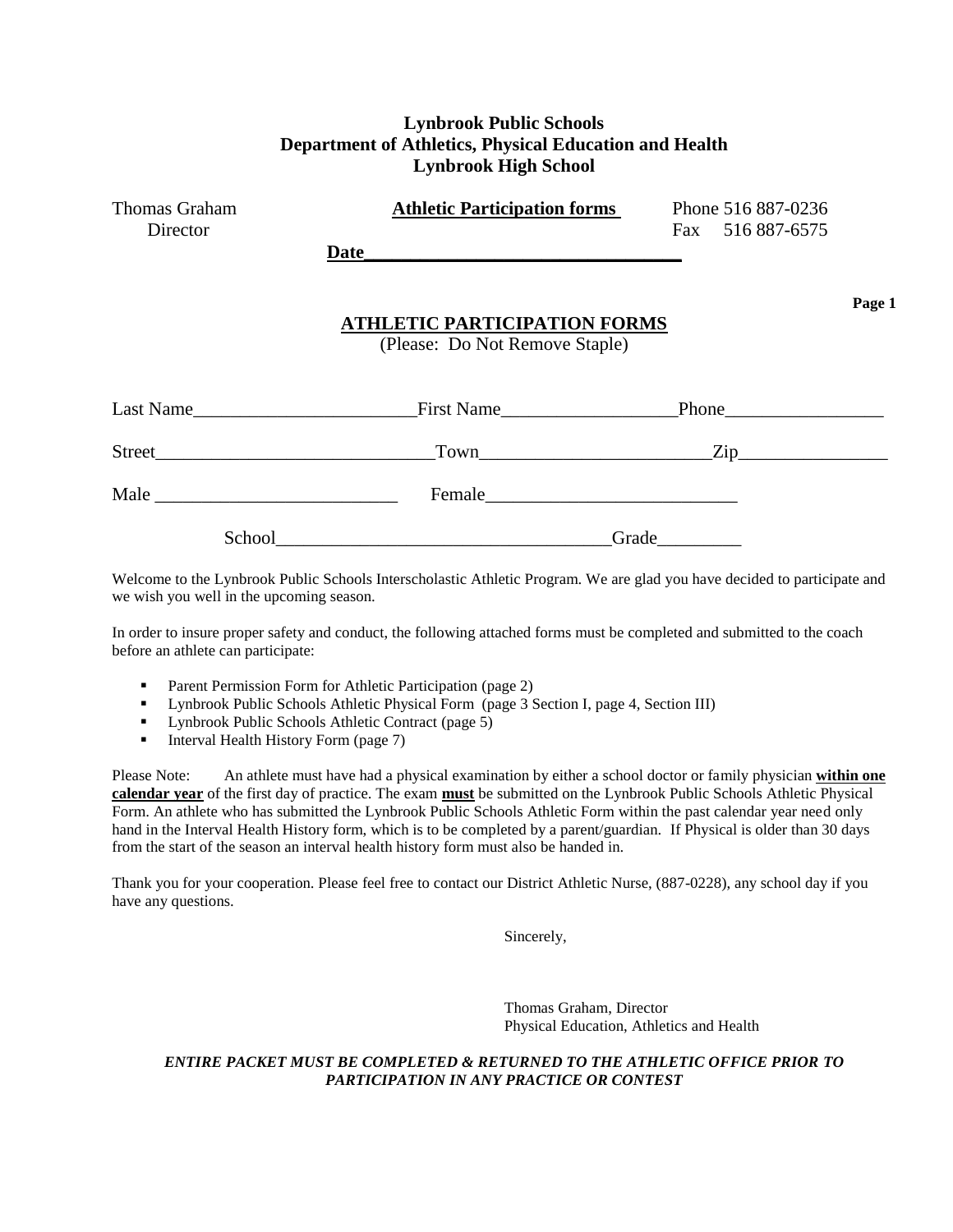**Lynbrook Public Schools**
**Department of Athletics, Physical Education and Health**
**Lynbrook High School**

Thomas Graham
Director

**Athletic Participation forms**

Phone 516 887-0236
Fax 516 887-6575

**Date**_________________________________

**Page 1**

## ATHLETIC PARTICIPATION FORMS

(Please: Do Not Remove Staple)

Last Name________________________ First Name__________________ Phone_________________

Street_____________________________ Town________________________ Zip________________

Male __________________________ Female___________________________

School___________________________________ Grade_________

Welcome to the Lynbrook Public Schools Interscholastic Athletic Program. We are glad you have decided to participate and we wish you well in the upcoming season.

In order to insure proper safety and conduct, the following attached forms must be completed and submitted to the coach before an athlete can participate:

- Parent Permission Form for Athletic Participation (page 2)
- Lynbrook Public Schools Athletic Physical Form (page 3 Section I, page 4, Section III)
- Lynbrook Public Schools Athletic Contract (page 5)
- Interval Health History Form (page 7)

Please Note: An athlete must have had a physical examination by either a school doctor or family physician **within one calendar year** of the first day of practice. The exam **must** be submitted on the Lynbrook Public Schools Athletic Physical Form. An athlete who has submitted the Lynbrook Public Schools Athletic Form within the past calendar year need only hand in the Interval Health History form, which is to be completed by a parent/guardian. If Physical is older than 30 days from the start of the season an interval health history form must also be handed in.

Thank you for your cooperation. Please feel free to contact our District Athletic Nurse, (887-0228), any school day if you have any questions.

Sincerely,

Thomas Graham, Director
Physical Education, Athletics and Health

***ENTIRE PACKET MUST BE COMPLETED & RETURNED TO THE ATHLETIC OFFICE PRIOR TO PARTICIPATION IN ANY PRACTICE OR CONTEST***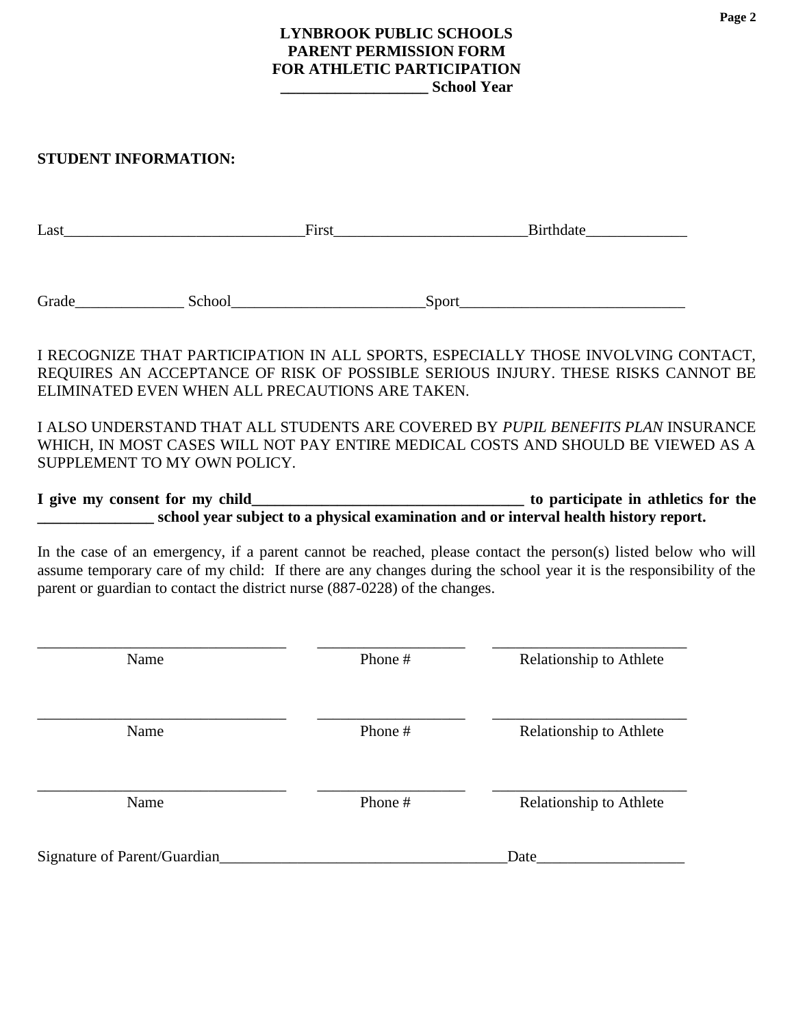**LYNBROOK PUBLIC SCHOOLS**
**PARENT PERMISSION FORM**
**FOR ATHLETIC PARTICIPATION**
**__________________ School Year**

**STUDENT INFORMATION:**

Last______________________________First________________________Birthdate_____________

Grade______________ School________________________Sport_____________________________

I RECOGNIZE THAT PARTICIPATION IN ALL SPORTS, ESPECIALLY THOSE INVOLVING CONTACT, REQUIRES AN ACCEPTANCE OF RISK OF POSSIBLE SERIOUS INJURY. THESE RISKS CANNOT BE ELIMINATED EVEN WHEN ALL PRECAUTIONS ARE TAKEN.

I ALSO UNDERSTAND THAT ALL STUDENTS ARE COVERED BY *PUPIL BENEFITS PLAN* INSURANCE WHICH, IN MOST CASES WILL NOT PAY ENTIRE MEDICAL COSTS AND SHOULD BE VIEWED AS A SUPPLEMENT TO MY OWN POLICY.

**I give my consent for my child__________________________________ to participate in athletics for the _______________ school year subject to a physical examination and or interval health history report.**

In the case of an emergency, if a parent cannot be reached, please contact the person(s) listed below who will assume temporary care of my child: If there are any changes during the school year it is the responsibility of the parent or guardian to contact the district nurse (887-0228) of the changes.

| Name | Phone # | Relationship to Athlete |
|---|---|---|
| | | |
| | | |
| | | |

Signature of Parent/Guardian____________________________________Date__________________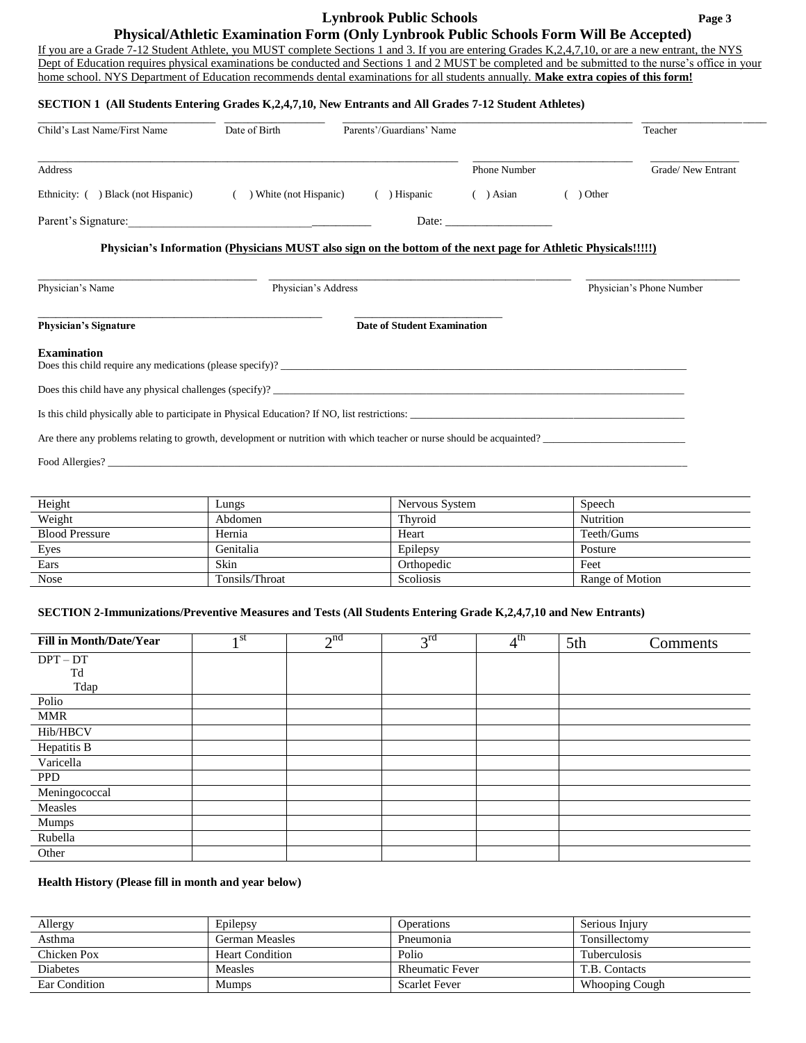# Lynbrook Public Schools

## Physical/Athletic Examination Form (Only Lynbrook Public Schools Form Will Be Accepted)

If you are a Grade 7-12 Student Athlete, you MUST complete Sections 1 and 3. If you are entering Grades K,2,4,7,10, or are a new entrant, the NYS Dept of Education requires physical examinations be conducted and Sections 1 and 2 MUST be completed and be submitted to the nurse's office in your home school. NYS Department of Education recommends dental examinations for all students annually. **Make extra copies of this form!**

**SECTION 1 (All Students Entering Grades K,2,4,7,10, New Entrants and All Grades 7-12 Student Athletes)**

Child's Last Name/First Name ____________ Date of Birth ____________ Parents'/Guardians' Name ____________ Teacher ____________

Address ____________ Phone Number ____________ Grade/ New Entrant ____________

Ethnicity: ( ) Black (not Hispanic) ( ) White (not Hispanic) ( ) Hispanic ( ) Asian ( ) Other

Parent's Signature: ______________________________ Date: __________________

**Physician's Information (Physicians MUST also sign on the bottom of the next page for Athletic Physicals!!!!!)**

Physician's Name ____________ Physician's Address ____________ Physician's Phone Number ____________

**Physician's Signature** ____________ **Date of Student Examination** ____________

**Examination**

Does this child require any medications (please specify)? ______________________________

Does this child have any physical challenges (specify)? ______________________________

Is this child physically able to participate in Physical Education? If NO, list restrictions: ______________________________

Are there any problems relating to growth, development or nutrition with which teacher or nurse should be acquainted? ______________________________

Food Allergies? ______________________________

| | | | |
|---|---|---|---|
| Height | Lungs | Nervous System | Speech |
| Weight | Abdomen | Thyroid | Nutrition |
| Blood Pressure | Hernia | Heart | Teeth/Gums |
| Eyes | Genitalia | Epilepsy | Posture |
| Ears | Skin | Orthopedic | Feet |
| Nose | Tonsils/Throat | Scoliosis | Range of Motion |

**SECTION 2-Immunizations/Preventive Measures and Tests (All Students Entering Grade K,2,4,7,10 and New Entrants)**

| Fill in Month/Date/Year | 1st | 2nd | 3rd | 4th | 5th Comments |
|---|---|---|---|---|---|
| DPT – DT<br>Td<br>Tdap | | | | | |
| Polio | | | | | |
| MMR | | | | | |
| Hib/HBCV | | | | | |
| Hepatitis B | | | | | |
| Varicella | | | | | |
| PPD | | | | | |
| Meningococcal | | | | | |
| Measles | | | | | |
| Mumps | | | | | |
| Rubella | | | | | |
| Other | | | | | |

**Health History (Please fill in month and year below)**

| | | | |
|---|---|---|---|
| Allergy | Epilepsy | Operations | Serious Injury |
| Asthma | German Measles | Pneumonia | Tonsillectomy |
| Chicken Pox | Heart Condition | Polio | Tuberculosis |
| Diabetes | Measles | Rheumatic Fever | T.B. Contacts |
| Ear Condition | Mumps | Scarlet Fever | Whooping Cough |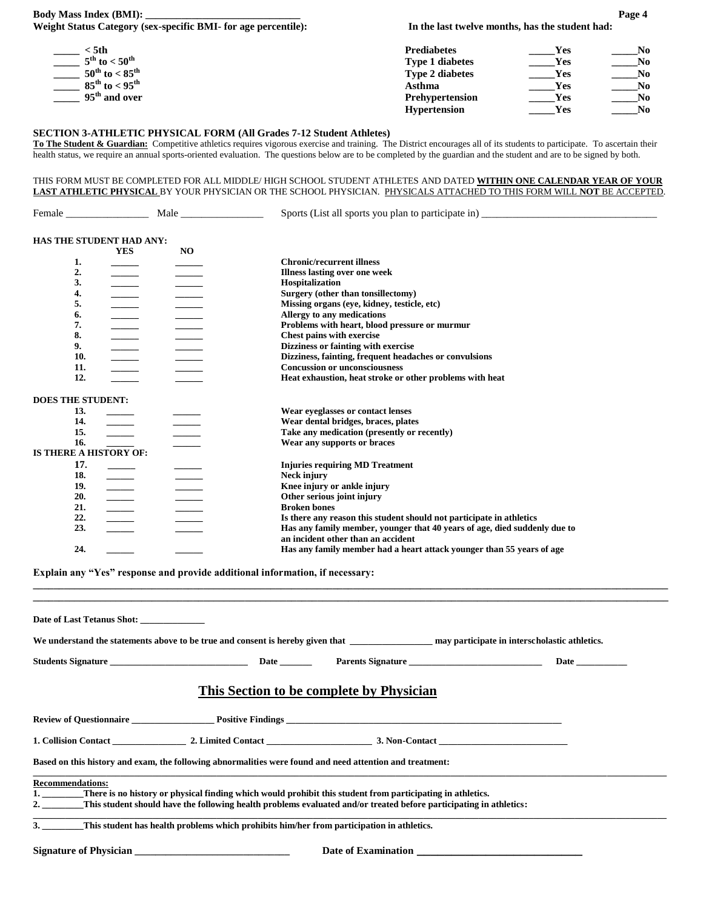**Body Mass Index (BMI): ______________________________**

**Weight Status Category (sex-specific BMI- for age percentile):**

- _____ < 5th
- _____ $5^{th}$ to < $50^{th}$
- _____ $50^{th}$ to < $85^{th}$
- _____ $85^{th}$ to < $95^{th}$
- _____ $95^{th}$ and over

**In the last twelve months, has the student had:**

| | | |
|---|---|---|
| **Prediabetes** | _____**Yes** | _____**No** |
| **Type 1 diabetes** | _____**Yes** | _____**No** |
| **Type 2 diabetes** | _____**Yes** | _____**No** |
| **Asthma** | _____**Yes** | _____**No** |
| **Prehypertension** | _____**Yes** | _____**No** |
| **Hypertension** | _____**Yes** | _____**No** |

## SECTION 3-ATHLETIC PHYSICAL FORM (All Grades 7-12 Student Athletes)

**To The Student & Guardian:** Competitive athletics requires vigorous exercise and training. The District encourages all of its students to participate. To ascertain their health status, we require an annual sports-oriented evaluation. The questions below are to be completed by the guardian and the student and are to be signed by both.

THIS FORM MUST BE COMPLETED FOR ALL MIDDLE/ HIGH SCHOOL STUDENT ATHLETES AND DATED **WITHIN ONE CALENDAR YEAR OF YOUR LAST ATHLETIC PHYSICAL** BY YOUR PHYSICIAN OR THE SCHOOL PHYSICIAN. PHYSICALS ATTACHED TO THIS FORM WILL **NOT** BE ACCEPTED.

Female ________________ Male ________________ Sports (List all sports you plan to participate in) ________________________________

**HAS THE STUDENT HAD ANY:**

| | YES | NO | |
|---|---|---|---|
| **1.** | ______ | ______ | **Chronic/recurrent illness** |
| **2.** | ______ | ______ | **Illness lasting over one week** |
| **3.** | ______ | ______ | **Hospitalization** |
| **4.** | ______ | ______ | **Surgery (other than tonsillectomy)** |
| **5.** | ______ | ______ | **Missing organs (eye, kidney, testicle, etc)** |
| **6.** | ______ | ______ | **Allergy to any medications** |
| **7.** | ______ | ______ | **Problems with heart, blood pressure or murmur** |
| **8.** | ______ | ______ | **Chest pains with exercise** |
| **9.** | ______ | ______ | **Dizziness or fainting with exercise** |
| **10.** | ______ | ______ | **Dizziness, fainting, frequent headaches or convulsions** |
| **11.** | ______ | ______ | **Concussion or unconsciousness** |
| **12.** | ______ | ______ | **Heat exhaustion, heat stroke or other problems with heat** |

**DOES THE STUDENT:**

| | | | |
|---|---|---|---|
| **13.** | ______ | ______ | **Wear eyeglasses or contact lenses** |
| **14.** | ______ | ______ | **Wear dental bridges, braces, plates** |
| **15.** | ______ | ______ | **Take any medication (presently or recently)** |
| **16.** | ______ | ______ | **Wear any supports or braces** |

**IS THERE A HISTORY OF:**

| | | | |
|---|---|---|---|
| **17.** | ______ | ______ | **Injuries requiring MD Treatment** |
| **18.** | ______ | ______ | **Neck injury** |
| **19.** | ______ | ______ | **Knee injury or ankle injury** |
| **20.** | ______ | ______ | **Other serious joint injury** |
| **21.** | ______ | ______ | **Broken bones** |
| **22.** | ______ | ______ | **Is there any reason this student should not participate in athletics** |
| **23.** | ______ | ______ | **Has any family member, younger that 40 years of age, died suddenly due to an incident other than an accident** |
| **24.** | ______ | ______ | **Has any family member had a heart attack younger than 55 years of age** |

**Explain any "Yes" response and provide additional information, if necessary:**

______________________________________________________________________________________________

______________________________________________________________________________________________

**Date of Last Tetanus Shot: ______________**

**We understand the statements above to be true and consent is hereby given that __________________ may participate in interscholastic athletics.**

**Students Signature ______________________________ Date _______ Parents Signature _____________________________ Date ___________**

## This Section to be complete by Physician

**Review of Questionnaire __________________ Positive Findings ____________________________________________________________**

**1. Collision Contact ________________ 2. Limited Contact _______________________ 3. Non-Contact ____________________________**

**Based on this history and exam, the following abnormalities were found and need attention and treatment:**

______________________________________________________________________________________________

**Recommendations:**

**1. _________There is no history or physical finding which would prohibit this student from participating in athletics.**

**2. _________This student should have the following health problems evaluated and/or treated before participating in athletics:**

______________________________________________________________________________________________

**3. _________This student has health problems which prohibits him/her from participation in athletics.**

**Signature of Physician _______________________________ Date of Examination _______________________________**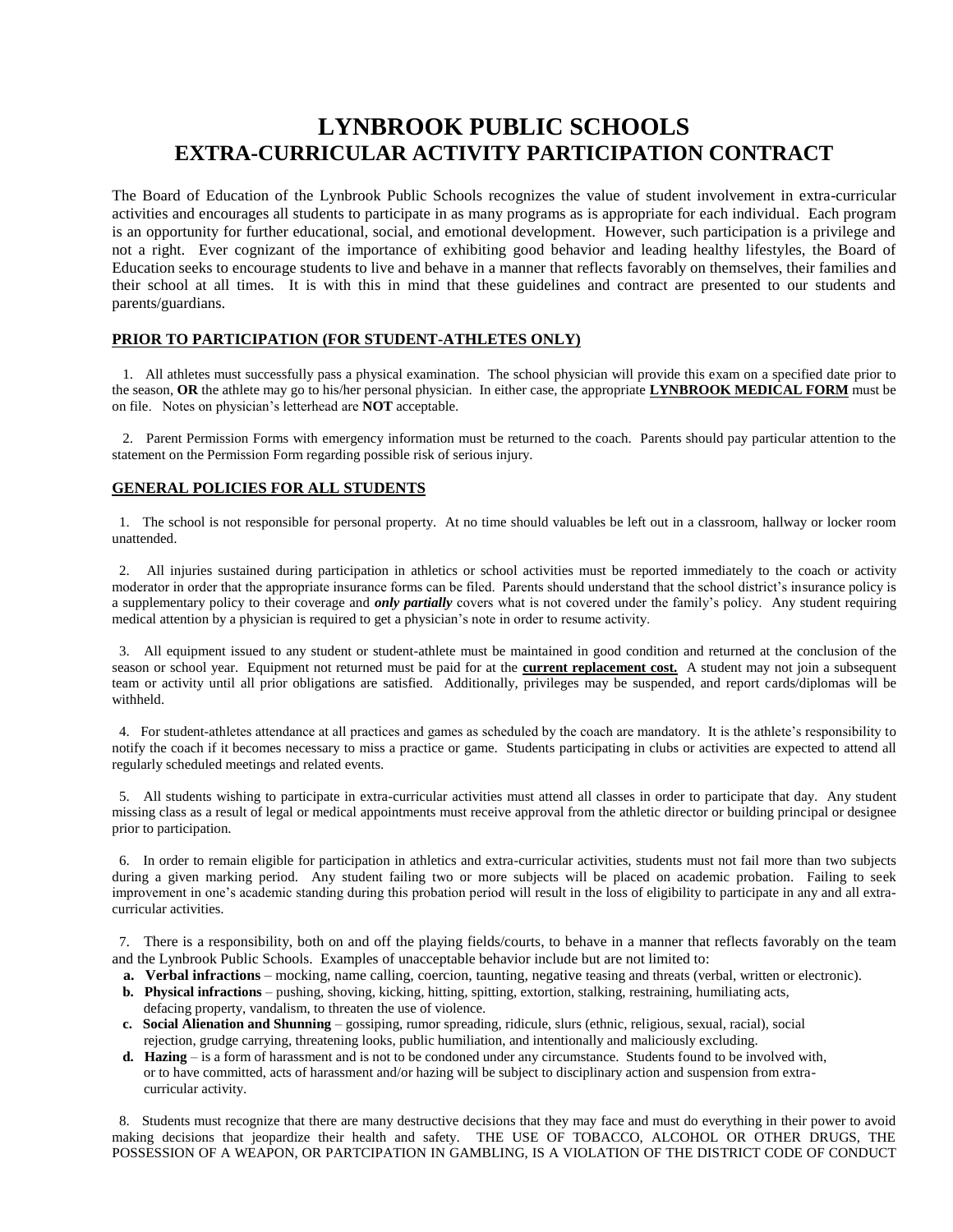# LYNBROOK PUBLIC SCHOOLS
## EXTRA-CURRICULAR ACTIVITY PARTICIPATION CONTRACT

The Board of Education of the Lynbrook Public Schools recognizes the value of student involvement in extra-curricular activities and encourages all students to participate in as many programs as is appropriate for each individual. Each program is an opportunity for further educational, social, and emotional development. However, such participation is a privilege and not a right. Ever cognizant of the importance of exhibiting good behavior and leading healthy lifestyles, the Board of Education seeks to encourage students to live and behave in a manner that reflects favorably on themselves, their families and their school at all times. It is with this in mind that these guidelines and contract are presented to our students and parents/guardians.

### PRIOR TO PARTICIPATION (FOR STUDENT-ATHLETES ONLY)

1. All athletes must successfully pass a physical examination. The school physician will provide this exam on a specified date prior to the season, **OR** the athlete may go to his/her personal physician. In either case, the appropriate **LYNBROOK MEDICAL FORM** must be on file. Notes on physician's letterhead are **NOT** acceptable.

2. Parent Permission Forms with emergency information must be returned to the coach. Parents should pay particular attention to the statement on the Permission Form regarding possible risk of serious injury.

### GENERAL POLICIES FOR ALL STUDENTS

1. The school is not responsible for personal property. At no time should valuables be left out in a classroom, hallway or locker room unattended.

2. All injuries sustained during participation in athletics or school activities must be reported immediately to the coach or activity moderator in order that the appropriate insurance forms can be filed. Parents should understand that the school district's insurance policy is a supplementary policy to their coverage and ***only partially*** covers what is not covered under the family's policy. Any student requiring medical attention by a physician is required to get a physician's note in order to resume activity.

3. All equipment issued to any student or student-athlete must be maintained in good condition and returned at the conclusion of the season or school year. Equipment not returned must be paid for at the **current replacement cost.** A student may not join a subsequent team or activity until all prior obligations are satisfied. Additionally, privileges may be suspended, and report cards/diplomas will be withheld.

4. For student-athletes attendance at all practices and games as scheduled by the coach are mandatory. It is the athlete's responsibility to notify the coach if it becomes necessary to miss a practice or game. Students participating in clubs or activities are expected to attend all regularly scheduled meetings and related events.

5. All students wishing to participate in extra-curricular activities must attend all classes in order to participate that day. Any student missing class as a result of legal or medical appointments must receive approval from the athletic director or building principal or designee prior to participation.

6. In order to remain eligible for participation in athletics and extra-curricular activities, students must not fail more than two subjects during a given marking period. Any student failing two or more subjects will be placed on academic probation. Failing to seek improvement in one's academic standing during this probation period will result in the loss of eligibility to participate in any and all extra-curricular activities.

7. There is a responsibility, both on and off the playing fields/courts, to behave in a manner that reflects favorably on the team and the Lynbrook Public Schools. Examples of unacceptable behavior include but are not limited to:
   - **a. Verbal infractions** – mocking, name calling, coercion, taunting, negative teasing and threats (verbal, written or electronic).
   - **b. Physical infractions** – pushing, shoving, kicking, hitting, spitting, extortion, stalking, restraining, humiliating acts, defacing property, vandalism, to threaten the use of violence.
   - **c. Social Alienation and Shunning** – gossiping, rumor spreading, ridicule, slurs (ethnic, religious, sexual, racial), social rejection, grudge carrying, threatening looks, public humiliation, and intentionally and maliciously excluding.
   - **d. Hazing** – is a form of harassment and is not to be condoned under any circumstance. Students found to be involved with, or to have committed, acts of harassment and/or hazing will be subject to disciplinary action and suspension from extra-curricular activity.

8. Students must recognize that there are many destructive decisions that they may face and must do everything in their power to avoid making decisions that jeopardize their health and safety. THE USE OF TOBACCO, ALCOHOL OR OTHER DRUGS, THE POSSESSION OF A WEAPON, OR PARTCIPATION IN GAMBLING, IS A VIOLATION OF THE DISTRICT CODE OF CONDUCT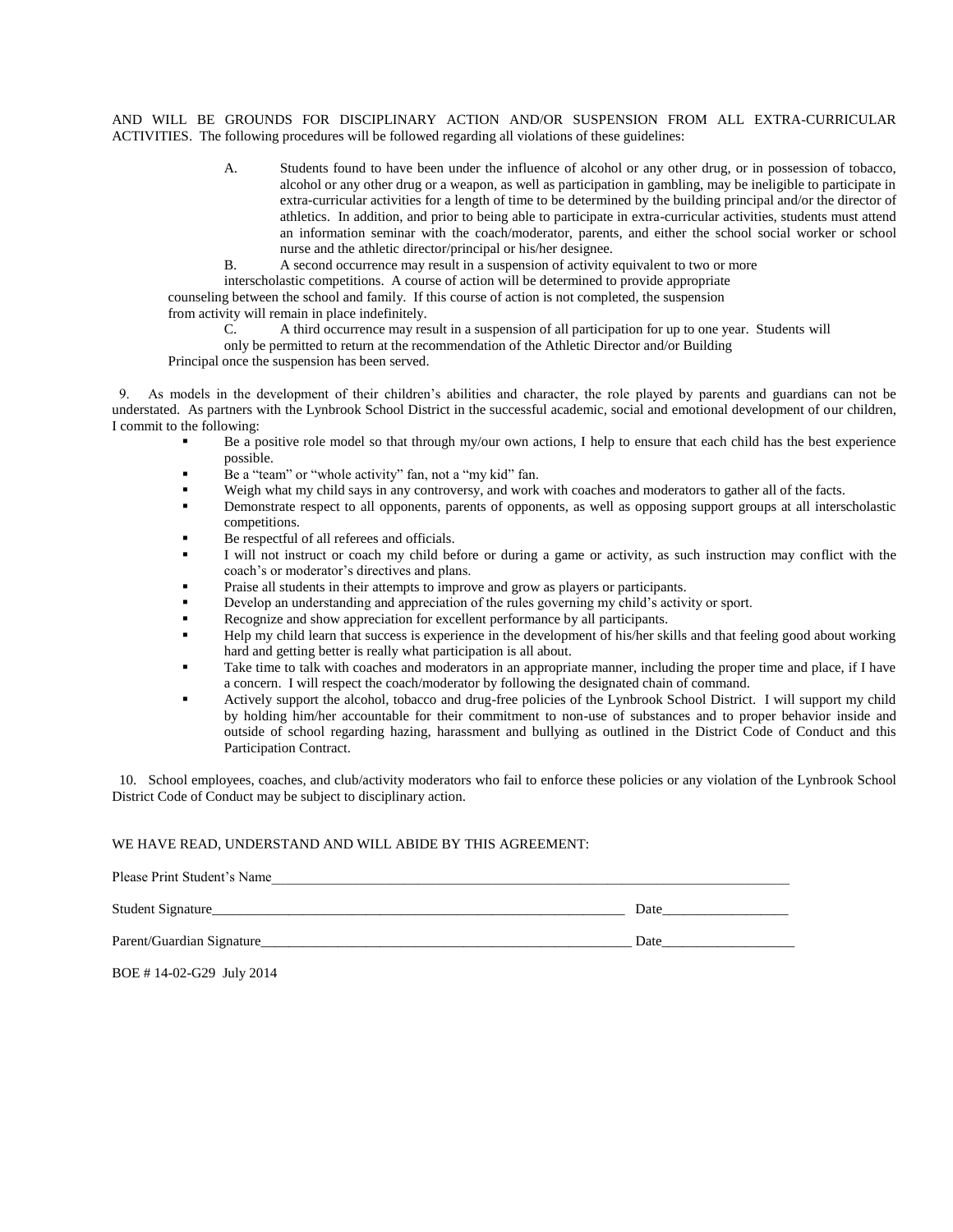AND WILL BE GROUNDS FOR DISCIPLINARY ACTION AND/OR SUSPENSION FROM ALL EXTRA-CURRICULAR ACTIVITIES. The following procedures will be followed regarding all violations of these guidelines:

A. Students found to have been under the influence of alcohol or any other drug, or in possession of tobacco, alcohol or any other drug or a weapon, as well as participation in gambling, may be ineligible to participate in extra-curricular activities for a length of time to be determined by the building principal and/or the director of athletics. In addition, and prior to being able to participate in extra-curricular activities, students must attend an information seminar with the coach/moderator, parents, and either the school social worker or school nurse and the athletic director/principal or his/her designee.

B. A second occurrence may result in a suspension of activity equivalent to two or more interscholastic competitions. A course of action will be determined to provide appropriate counseling between the school and family. If this course of action is not completed, the suspension from activity will remain in place indefinitely.

C. A third occurrence may result in a suspension of all participation for up to one year. Students will only be permitted to return at the recommendation of the Athletic Director and/or Building Principal once the suspension has been served.

9. As models in the development of their children's abilities and character, the role played by parents and guardians can not be understated. As partners with the Lynbrook School District in the successful academic, social and emotional development of our children, I commit to the following:

- Be a positive role model so that through my/our own actions, I help to ensure that each child has the best experience possible.
- Be a "team" or "whole activity" fan, not a "my kid" fan.
- Weigh what my child says in any controversy, and work with coaches and moderators to gather all of the facts.
- Demonstrate respect to all opponents, parents of opponents, as well as opposing support groups at all interscholastic competitions.
- Be respectful of all referees and officials.
- I will not instruct or coach my child before or during a game or activity, as such instruction may conflict with the coach's or moderator's directives and plans.
- Praise all students in their attempts to improve and grow as players or participants.
- Develop an understanding and appreciation of the rules governing my child's activity or sport.
- Recognize and show appreciation for excellent performance by all participants.
- Help my child learn that success is experience in the development of his/her skills and that feeling good about working hard and getting better is really what participation is all about.
- Take time to talk with coaches and moderators in an appropriate manner, including the proper time and place, if I have a concern. I will respect the coach/moderator by following the designated chain of command.
- Actively support the alcohol, tobacco and drug-free policies of the Lynbrook School District. I will support my child by holding him/her accountable for their commitment to non-use of substances and to proper behavior inside and outside of school regarding hazing, harassment and bullying as outlined in the District Code of Conduct and this Participation Contract.

10. School employees, coaches, and club/activity moderators who fail to enforce these policies or any violation of the Lynbrook School District Code of Conduct may be subject to disciplinary action.

WE HAVE READ, UNDERSTAND AND WILL ABIDE BY THIS AGREEMENT:

Please Print Student's Name_______________________________________________

Student Signature_______________________________________ Date_______________

Parent/Guardian Signature_________________________________ Date_______________

BOE # 14-02-G29 July 2014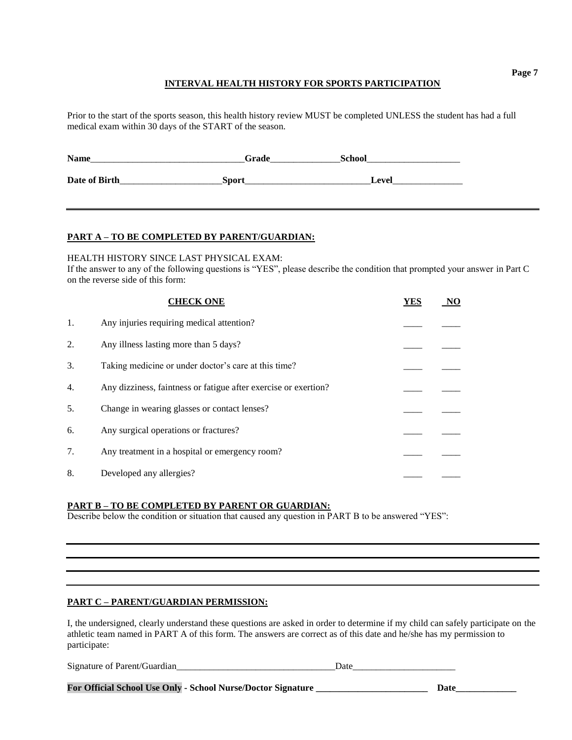**INTERVAL HEALTH HISTORY FOR SPORTS PARTICIPATION**

Prior to the start of the sports season, this health history review MUST be completed UNLESS the student has had a full medical exam within 30 days of the START of the season.

**Name**_________________________________**Grade**_______________**School**____________________

**Date of Birth**______________________**Sport**___________________________**Level**_______________

---

**PART A – TO BE COMPLETED BY PARENT/GUARDIAN:**

HEALTH HISTORY SINCE LAST PHYSICAL EXAM:
If the answer to any of the following questions is "YES", please describe the condition that prompted your answer in Part C on the reverse side of this form:

| | CHECK ONE | YES | NO |
|---|---|---|---|
| 1. | Any injuries requiring medical attention? | ____ | ____ |
| 2. | Any illness lasting more than 5 days? | ____ | ____ |
| 3. | Taking medicine or under doctor's care at this time? | ____ | ____ |
| 4. | Any dizziness, faintness or fatigue after exercise or exertion? | ____ | ____ |
| 5. | Change in wearing glasses or contact lenses? | ____ | ____ |
| 6. | Any surgical operations or fractures? | ____ | ____ |
| 7. | Any treatment in a hospital or emergency room? | ____ | ____ |
| 8. | Developed any allergies? | ____ | ____ |

**PART B – TO BE COMPLETED BY PARENT OR GUARDIAN:**
Describe below the condition or situation that caused any question in PART B to be answered "YES":

______________________________________________________________________________

______________________________________________________________________________

______________________________________________________________________________

______________________________________________________________________________

**PART C – PARENT/GUARDIAN PERMISSION:**

I, the undersigned, clearly understand these questions are asked in order to determine if my child can safely participate on the athletic team named in PART A of this form. The answers are correct as of this date and he/she has my permission to participate:

Signature of Parent/Guardian__________________________________Date______________________

**For Official School Use Only - School Nurse/Doctor Signature ________________________ Date_____________**